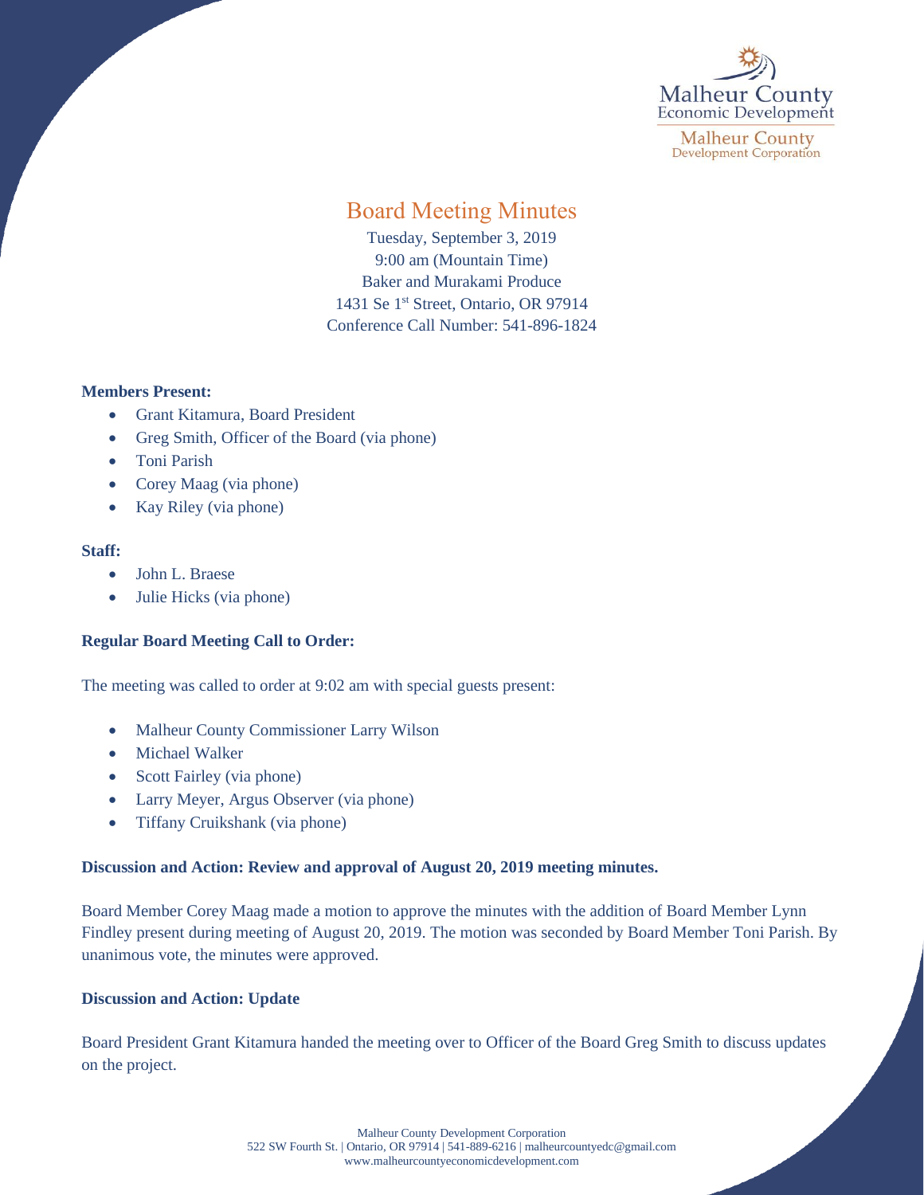Malheur County Economic Development

Malheur County Development Corporation

# Board Meeting Minutes

Tuesday, September 3, 2019
9:00 am (Mountain Time)
Baker and Murakami Produce
1431 Se 1st Street, Ontario, OR 97914
Conference Call Number: 541-896-1824

**Members Present:**

- Grant Kitamura, Board President
- Greg Smith, Officer of the Board (via phone)
- Toni Parish
- Corey Maag (via phone)
- Kay Riley (via phone)

**Staff:**

- John L. Braese
- Julie Hicks (via phone)

**Regular Board Meeting Call to Order:**

The meeting was called to order at 9:02 am with special guests present:

- Malheur County Commissioner Larry Wilson
- Michael Walker
- Scott Fairley (via phone)
- Larry Meyer, Argus Observer (via phone)
- Tiffany Cruikshank (via phone)

**Discussion and Action: Review and approval of August 20, 2019 meeting minutes.**

Board Member Corey Maag made a motion to approve the minutes with the addition of Board Member Lynn Findley present during meeting of August 20, 2019. The motion was seconded by Board Member Toni Parish. By unanimous vote, the minutes were approved.

**Discussion and Action: Update**

Board President Grant Kitamura handed the meeting over to Officer of the Board Greg Smith to discuss updates on the project.

Malheur County Development Corporation
522 SW Fourth St. | Ontario, OR 97914 | 541-889-6216 | malheurcountyedc@gmail.com
www.malheurcountyeconomicdevelopment.com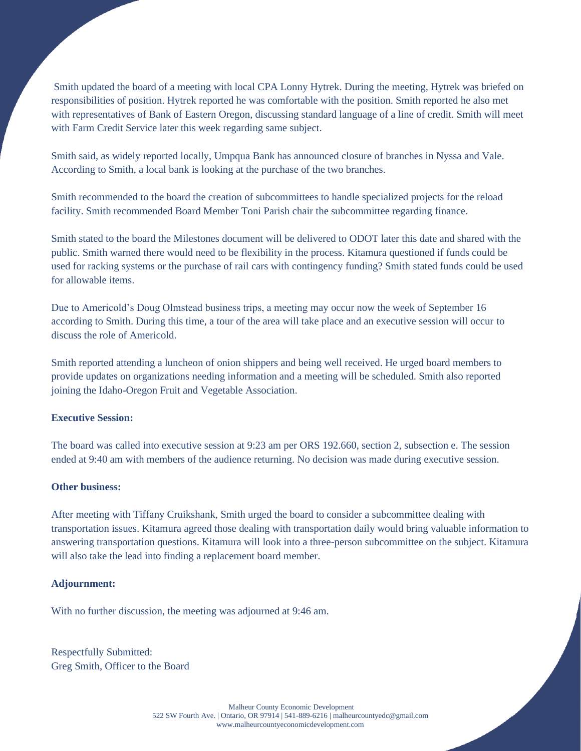Smith updated the board of a meeting with local CPA Lonny Hytrek. During the meeting, Hytrek was briefed on responsibilities of position. Hytrek reported he was comfortable with the position. Smith reported he also met with representatives of Bank of Eastern Oregon, discussing standard language of a line of credit. Smith will meet with Farm Credit Service later this week regarding same subject.

Smith said, as widely reported locally, Umpqua Bank has announced closure of branches in Nyssa and Vale. According to Smith, a local bank is looking at the purchase of the two branches.

Smith recommended to the board the creation of subcommittees to handle specialized projects for the reload facility. Smith recommended Board Member Toni Parish chair the subcommittee regarding finance.

Smith stated to the board the Milestones document will be delivered to ODOT later this date and shared with the public. Smith warned there would need to be flexibility in the process. Kitamura questioned if funds could be used for racking systems or the purchase of rail cars with contingency funding? Smith stated funds could be used for allowable items.

Due to Americold's Doug Olmstead business trips, a meeting may occur now the week of September 16 according to Smith. During this time, a tour of the area will take place and an executive session will occur to discuss the role of Americold.

Smith reported attending a luncheon of onion shippers and being well received. He urged board members to provide updates on organizations needing information and a meeting will be scheduled. Smith also reported joining the Idaho-Oregon Fruit and Vegetable Association.

**Executive Session:**

The board was called into executive session at 9:23 am per ORS 192.660, section 2, subsection e. The session ended at 9:40 am with members of the audience returning. No decision was made during executive session.

**Other business:**

After meeting with Tiffany Cruikshank, Smith urged the board to consider a subcommittee dealing with transportation issues. Kitamura agreed those dealing with transportation daily would bring valuable information to answering transportation questions. Kitamura will look into a three-person subcommittee on the subject. Kitamura will also take the lead into finding a replacement board member.

**Adjournment:**

With no further discussion, the meeting was adjourned at 9:46 am.

Respectfully Submitted:
Greg Smith, Officer to the Board

Malheur County Economic Development
522 SW Fourth Ave. | Ontario, OR 97914 | 541-889-6216 | malheurcountyedc@gmail.com
www.malheurcountyeconomicdevelopment.com